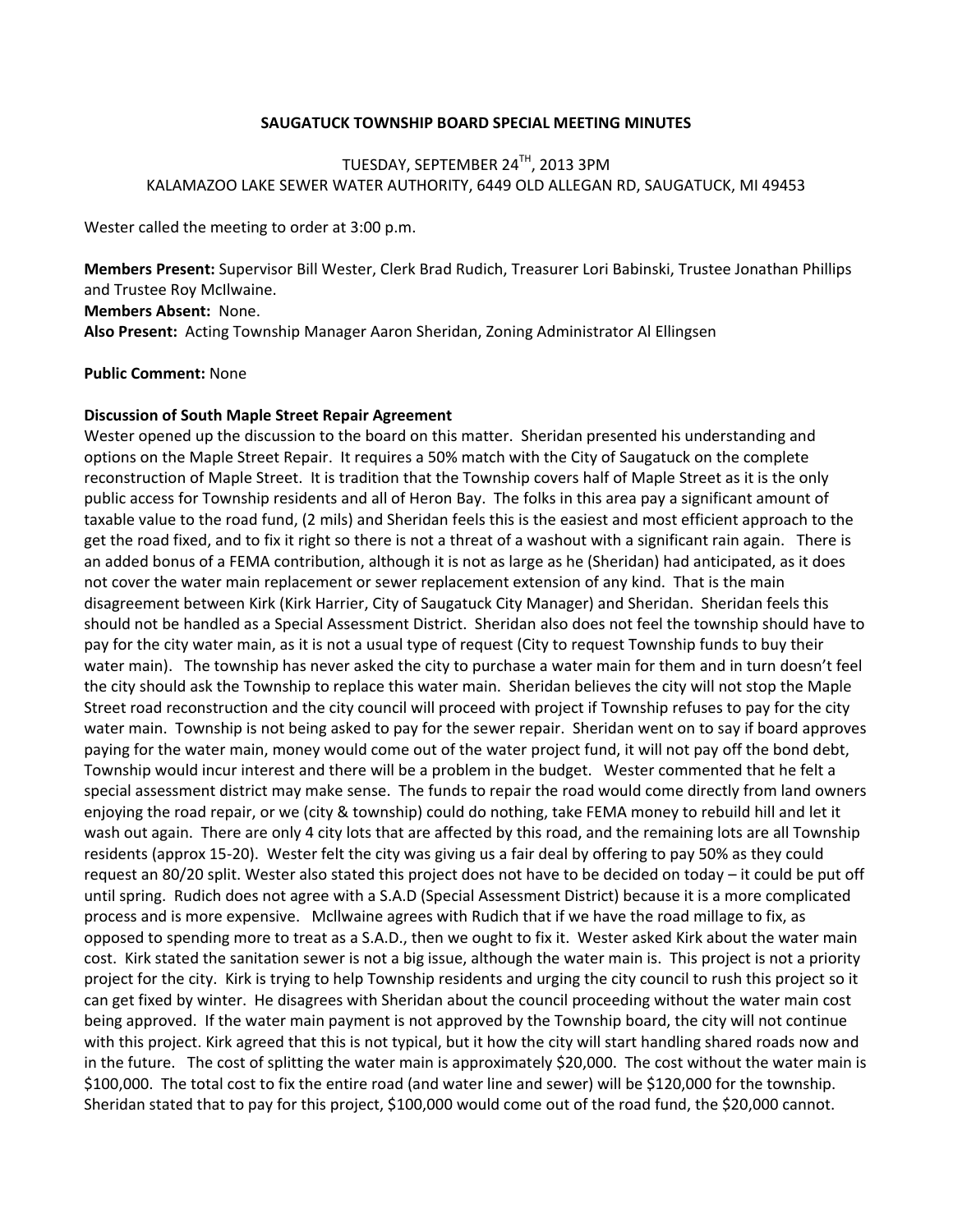**SAUGATUCK TOWNSHIP BOARD SPECIAL MEETING MINUTES**

TUESDAY, SEPTEMBER 24TH, 2013 3PM
KALAMAZOO LAKE SEWER WATER AUTHORITY, 6449 OLD ALLEGAN RD, SAUGATUCK, MI 49453

Wester called the meeting to order at 3:00 p.m.

**Members Present:** Supervisor Bill Wester, Clerk Brad Rudich, Treasurer Lori Babinski, Trustee Jonathan Phillips and Trustee Roy McIlwaine.
**Members Absent:** None.
**Also Present:** Acting Township Manager Aaron Sheridan, Zoning Administrator Al Ellingsen

**Public Comment:** None

**Discussion of South Maple Street Repair Agreement**

Wester opened up the discussion to the board on this matter. Sheridan presented his understanding and options on the Maple Street Repair. It requires a 50% match with the City of Saugatuck on the complete reconstruction of Maple Street. It is tradition that the Township covers half of Maple Street as it is the only public access for Township residents and all of Heron Bay. The folks in this area pay a significant amount of taxable value to the road fund, (2 mils) and Sheridan feels this is the easiest and most efficient approach to the get the road fixed, and to fix it right so there is not a threat of a washout with a significant rain again. There is an added bonus of a FEMA contribution, although it is not as large as he (Sheridan) had anticipated, as it does not cover the water main replacement or sewer replacement extension of any kind. That is the main disagreement between Kirk (Kirk Harrier, City of Saugatuck City Manager) and Sheridan. Sheridan feels this should not be handled as a Special Assessment District. Sheridan also does not feel the township should have to pay for the city water main, as it is not a usual type of request (City to request Township funds to buy their water main). The township has never asked the city to purchase a water main for them and in turn doesn't feel the city should ask the Township to replace this water main. Sheridan believes the city will not stop the Maple Street road reconstruction and the city council will proceed with project if Township refuses to pay for the city water main. Township is not being asked to pay for the sewer repair. Sheridan went on to say if board approves paying for the water main, money would come out of the water project fund, it will not pay off the bond debt, Township would incur interest and there will be a problem in the budget. Wester commented that he felt a special assessment district may make sense. The funds to repair the road would come directly from land owners enjoying the road repair, or we (city & township) could do nothing, take FEMA money to rebuild hill and let it wash out again. There are only 4 city lots that are affected by this road, and the remaining lots are all Township residents (approx 15-20). Wester felt the city was giving us a fair deal by offering to pay 50% as they could request an 80/20 split. Wester also stated this project does not have to be decided on today – it could be put off until spring. Rudich does not agree with a S.A.D (Special Assessment District) because it is a more complicated process and is more expensive. McIlwaine agrees with Rudich that if we have the road millage to fix, as opposed to spending more to treat as a S.A.D., then we ought to fix it. Wester asked Kirk about the water main cost. Kirk stated the sanitation sewer is not a big issue, although the water main is. This project is not a priority project for the city. Kirk is trying to help Township residents and urging the city council to rush this project so it can get fixed by winter. He disagrees with Sheridan about the council proceeding without the water main cost being approved. If the water main payment is not approved by the Township board, the city will not continue with this project. Kirk agreed that this is not typical, but it how the city will start handling shared roads now and in the future. The cost of splitting the water main is approximately $20,000. The cost without the water main is $100,000. The total cost to fix the entire road (and water line and sewer) will be $120,000 for the township. Sheridan stated that to pay for this project, $100,000 would come out of the road fund, the $20,000 cannot.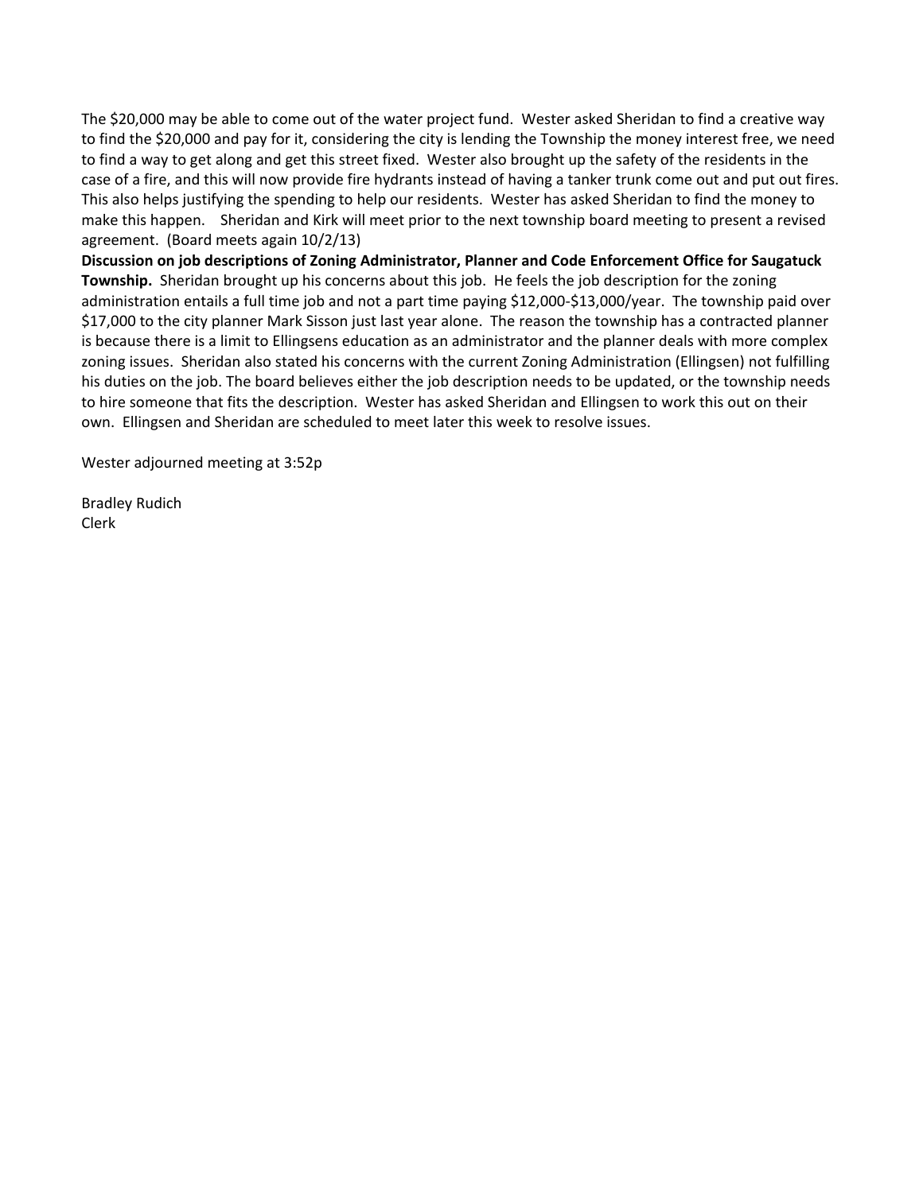The $20,000 may be able to come out of the water project fund. Wester asked Sheridan to find a creative way to find the $20,000 and pay for it, considering the city is lending the Township the money interest free, we need to find a way to get along and get this street fixed. Wester also brought up the safety of the residents in the case of a fire, and this will now provide fire hydrants instead of having a tanker trunk come out and put out fires. This also helps justifying the spending to help our residents. Wester has asked Sheridan to find the money to make this happen. Sheridan and Kirk will meet prior to the next township board meeting to present a revised agreement. (Board meets again 10/2/13)

**Discussion on job descriptions of Zoning Administrator, Planner and Code Enforcement Office for Saugatuck Township.** Sheridan brought up his concerns about this job. He feels the job description for the zoning administration entails a full time job and not a part time paying $12,000-$13,000/year. The township paid over $17,000 to the city planner Mark Sisson just last year alone. The reason the township has a contracted planner is because there is a limit to Ellingsens education as an administrator and the planner deals with more complex zoning issues. Sheridan also stated his concerns with the current Zoning Administration (Ellingsen) not fulfilling his duties on the job. The board believes either the job description needs to be updated, or the township needs to hire someone that fits the description. Wester has asked Sheridan and Ellingsen to work this out on their own. Ellingsen and Sheridan are scheduled to meet later this week to resolve issues.

Wester adjourned meeting at 3:52p

Bradley Rudich
Clerk